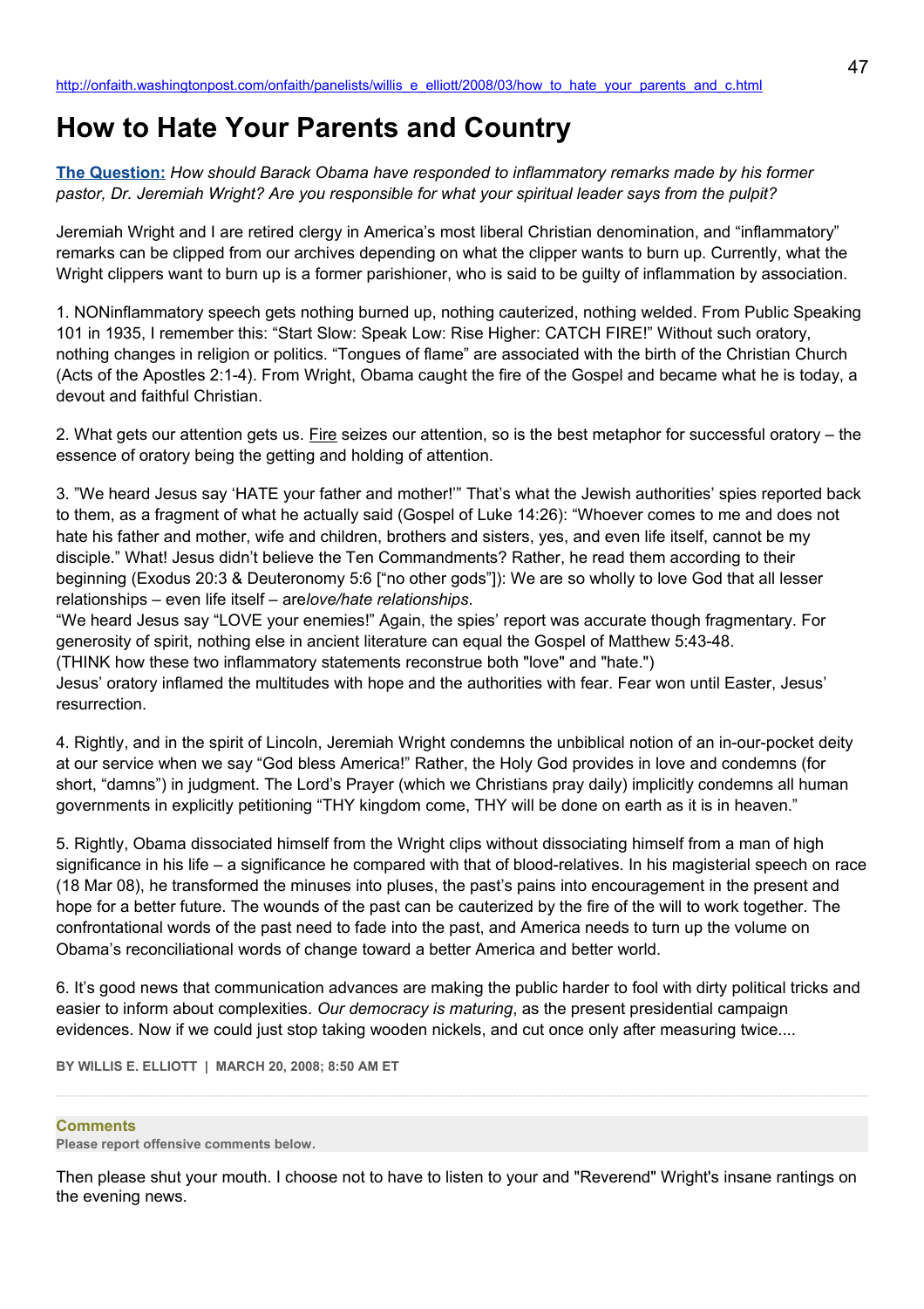http://onfaith.washingtonpost.com/onfaith/panelists/willis_e_elliott/2008/03/how_to_hate_your_parents_and_c.html

# How to Hate Your Parents and Country

**The Question:** *How should Barack Obama have responded to inflammatory remarks made by his former pastor, Dr. Jeremiah Wright? Are you responsible for what your spiritual leader says from the pulpit?*

Jeremiah Wright and I are retired clergy in America's most liberal Christian denomination, and "inflammatory" remarks can be clipped from our archives depending on what the clipper wants to burn up. Currently, what the Wright clippers want to burn up is a former parishioner, who is said to be guilty of inflammation by association.

1. NONinflammatory speech gets nothing burned up, nothing cauterized, nothing welded. From Public Speaking 101 in 1935, I remember this: "Start Slow: Speak Low: Rise Higher: CATCH FIRE!" Without such oratory, nothing changes in religion or politics. "Tongues of flame" are associated with the birth of the Christian Church (Acts of the Apostles 2:1-4). From Wright, Obama caught the fire of the Gospel and became what he is today, a devout and faithful Christian.

2. What gets our attention gets us. Fire seizes our attention, so is the best metaphor for successful oratory – the essence of oratory being the getting and holding of attention.

3. "We heard Jesus say 'HATE your father and mother!'" That's what the Jewish authorities' spies reported back to them, as a fragment of what he actually said (Gospel of Luke 14:26): "Whoever comes to me and does not hate his father and mother, wife and children, brothers and sisters, yes, and even life itself, cannot be my disciple." What! Jesus didn't believe the Ten Commandments? Rather, he read them according to their beginning (Exodus 20:3 & Deuteronomy 5:6 ["no other gods"]): We are so wholly to love God that all lesser relationships – even life itself – are*love/hate relationships*.
"We heard Jesus say "LOVE your enemies!" Again, the spies' report was accurate though fragmentary. For generosity of spirit, nothing else in ancient literature can equal the Gospel of Matthew 5:43-48.
(THINK how these two inflammatory statements reconstrue both "love" and "hate.")
Jesus' oratory inflamed the multitudes with hope and the authorities with fear. Fear won until Easter, Jesus' resurrection.

4. Rightly, and in the spirit of Lincoln, Jeremiah Wright condemns the unbiblical notion of an in-our-pocket deity at our service when we say "God bless America!" Rather, the Holy God provides in love and condemns (for short, "damns") in judgment. The Lord's Prayer (which we Christians pray daily) implicitly condemns all human governments in explicitly petitioning "THY kingdom come, THY will be done on earth as it is in heaven."

5. Rightly, Obama dissociated himself from the Wright clips without dissociating himself from a man of high significance in his life – a significance he compared with that of blood-relatives. In his magisterial speech on race (18 Mar 08), he transformed the minuses into pluses, the past's pains into encouragement in the present and hope for a better future. The wounds of the past can be cauterized by the fire of the will to work together. The confrontational words of the past need to fade into the past, and America needs to turn up the volume on Obama's reconciliational words of change toward a better America and better world.

6. It's good news that communication advances are making the public harder to fool with dirty political tricks and easier to inform about complexities. *Our democracy is maturing*, as the present presidential campaign evidences. Now if we could just stop taking wooden nickels, and cut once only after measuring twice....

**BY WILLIS E. ELLIOTT | MARCH 20, 2008; 8:50 AM ET**

---

**Comments**

**Please report offensive comments below.**

Then please shut your mouth. I choose not to have to listen to your and "Reverend" Wright's insane rantings on the evening news.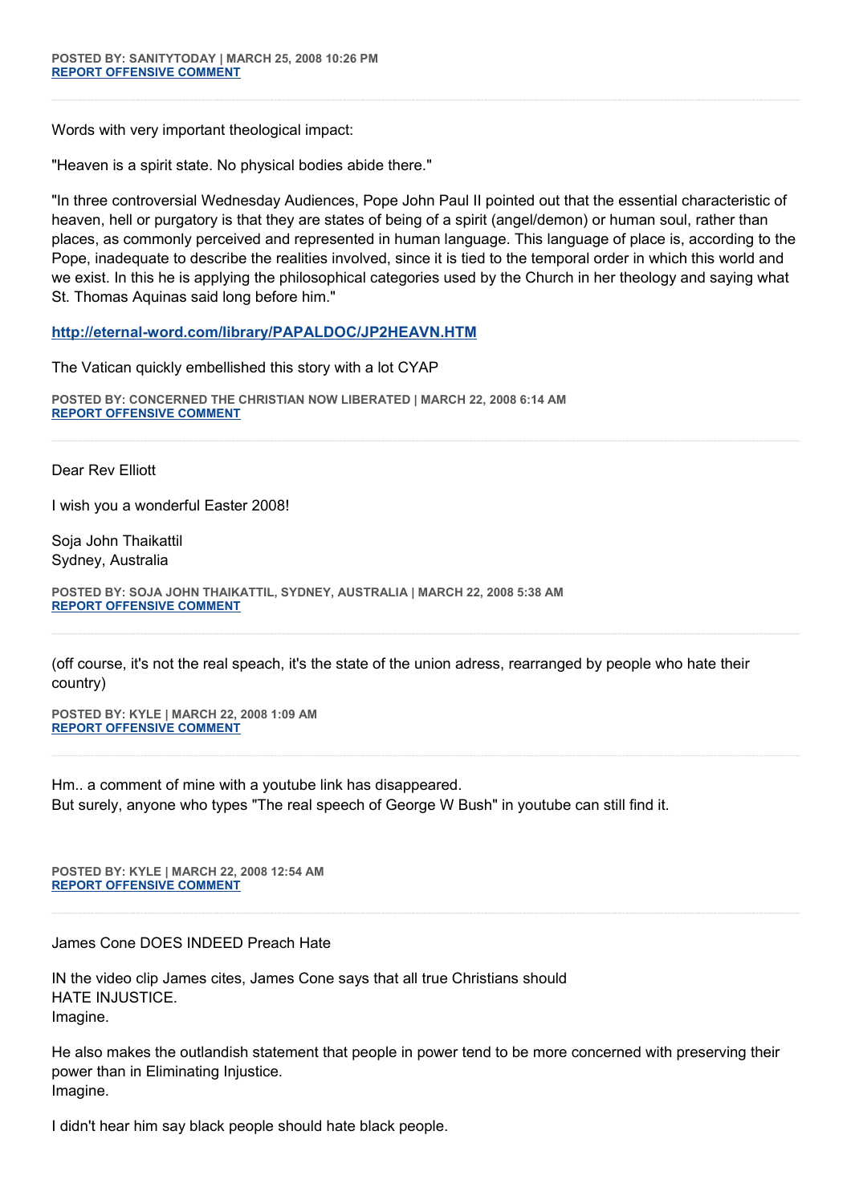**POSTED BY: SANITYTODAY | MARCH 25, 2008 10:26 PM**
**[REPORT OFFENSIVE COMMENT]**

---

Words with very important theological impact:

"Heaven is a spirit state. No physical bodies abide there."

"In three controversial Wednesday Audiences, Pope John Paul II pointed out that the essential characteristic of heaven, hell or purgatory is that they are states of being of a spirit (angel/demon) or human soul, rather than places, as commonly perceived and represented in human language. This language of place is, according to the Pope, inadequate to describe the realities involved, since it is tied to the temporal order in which this world and we exist. In this he is applying the philosophical categories used by the Church in her theology and saying what St. Thomas Aquinas said long before him."

**http://eternal-word.com/library/PAPALDOC/JP2HEAVN.HTM**

The Vatican quickly embellished this story with a lot CYAP

**POSTED BY: CONCERNED THE CHRISTIAN NOW LIBERATED | MARCH 22, 2008 6:14 AM**
**[REPORT OFFENSIVE COMMENT]**

---

Dear Rev Elliott

I wish you a wonderful Easter 2008!

Soja John Thaikattil
Sydney, Australia

**POSTED BY: SOJA JOHN THAIKATTIL, SYDNEY, AUSTRALIA | MARCH 22, 2008 5:38 AM**
**[REPORT OFFENSIVE COMMENT]**

---

(off course, it's not the real speach, it's the state of the union adress, rearranged by people who hate their country)

**POSTED BY: KYLE | MARCH 22, 2008 1:09 AM**
**[REPORT OFFENSIVE COMMENT]**

---

Hm.. a comment of mine with a youtube link has disappeared.
But surely, anyone who types "The real speech of George W Bush" in youtube can still find it.

**POSTED BY: KYLE | MARCH 22, 2008 12:54 AM**
**[REPORT OFFENSIVE COMMENT]**

---

James Cone DOES INDEED Preach Hate

IN the video clip James cites, James Cone says that all true Christians should
HATE INJUSTICE.
Imagine.

He also makes the outlandish statement that people in power tend to be more concerned with preserving their power than in Eliminating Injustice.
Imagine.

I didn't hear him say black people should hate black people.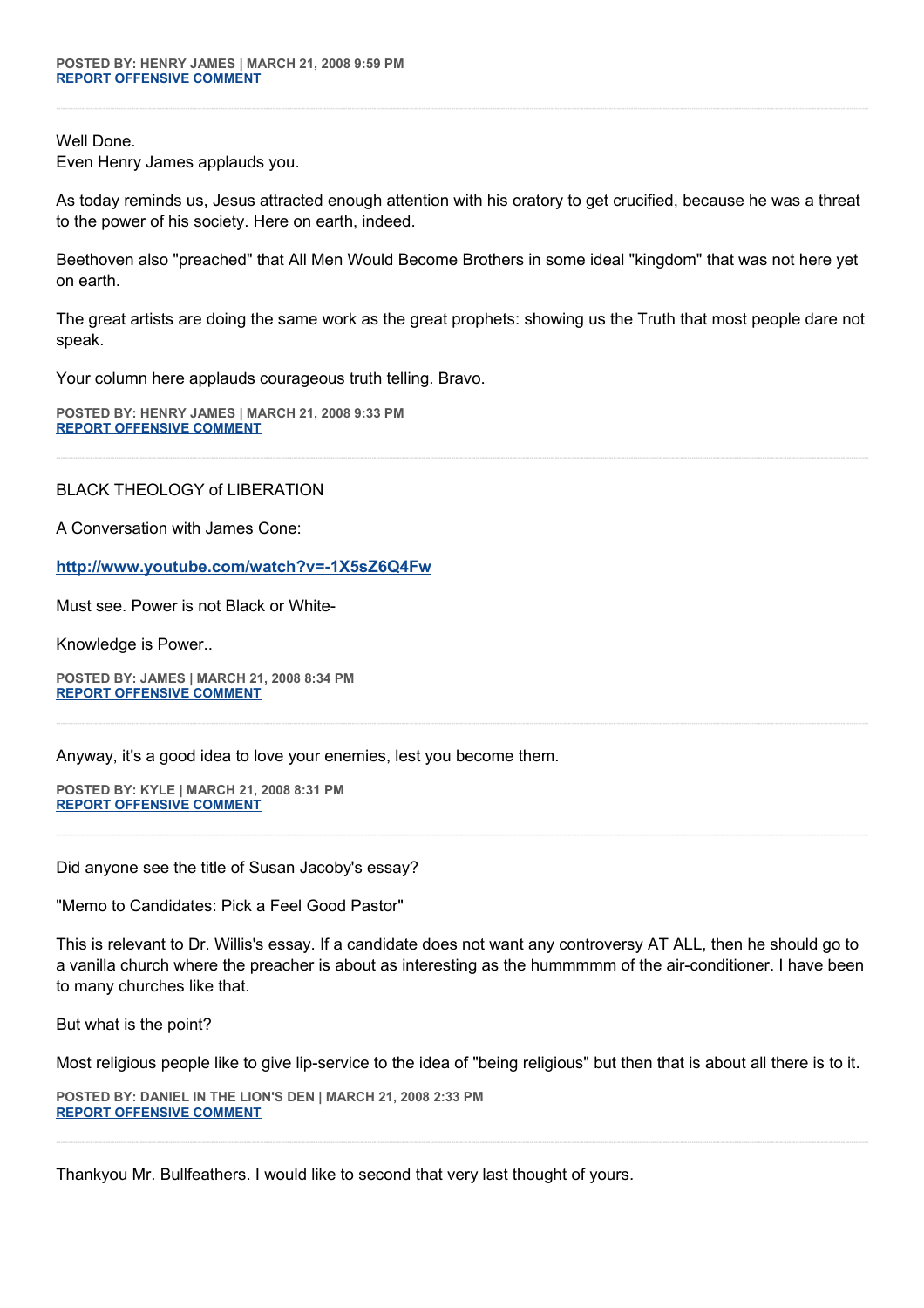**POSTED BY: HENRY JAMES | MARCH 21, 2008 9:59 PM**
**[REPORT OFFENSIVE COMMENT]()**

---

Well Done.
Even Henry James applauds you.

As today reminds us, Jesus attracted enough attention with his oratory to get crucified, because he was a threat to the power of his society. Here on earth, indeed.

Beethoven also "preached" that All Men Would Become Brothers in some ideal "kingdom" that was not here yet on earth.

The great artists are doing the same work as the great prophets: showing us the Truth that most people dare not speak.

Your column here applauds courageous truth telling. Bravo.

**POSTED BY: HENRY JAMES | MARCH 21, 2008 9:33 PM**
**[REPORT OFFENSIVE COMMENT]()**

---

BLACK THEOLOGY of LIBERATION

A Conversation with James Cone:

**[http://www.youtube.com/watch?v=-1X5sZ6Q4Fw](http://www.youtube.com/watch?v=-1X5sZ6Q4Fw)**

Must see. Power is not Black or White-

Knowledge is Power..

**POSTED BY: JAMES | MARCH 21, 2008 8:34 PM**
**[REPORT OFFENSIVE COMMENT]()**

---

Anyway, it's a good idea to love your enemies, lest you become them.

**POSTED BY: KYLE | MARCH 21, 2008 8:31 PM**
**[REPORT OFFENSIVE COMMENT]()**

---

Did anyone see the title of Susan Jacoby's essay?

"Memo to Candidates: Pick a Feel Good Pastor"

This is relevant to Dr. Willis's essay. If a candidate does not want any controversy AT ALL, then he should go to a vanilla church where the preacher is about as interesting as the hummmmm of the air-conditioner. I have been to many churches like that.

But what is the point?

Most religious people like to give lip-service to the idea of "being religious" but then that is about all there is to it.

**POSTED BY: DANIEL IN THE LION'S DEN | MARCH 21, 2008 2:33 PM**
**[REPORT OFFENSIVE COMMENT]()**

---

Thankyou Mr. Bullfeathers. I would like to second that very last thought of yours.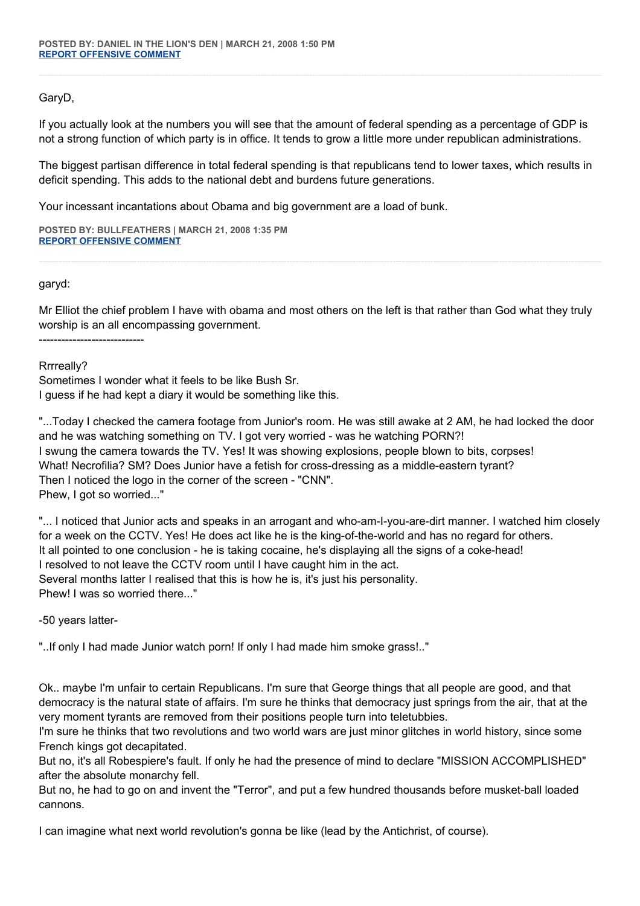**POSTED BY: DANIEL IN THE LION'S DEN | MARCH 21, 2008 1:50 PM**
**REPORT OFFENSIVE COMMENT**

---

GaryD,

If you actually look at the numbers you will see that the amount of federal spending as a percentage of GDP is not a strong function of which party is in office. It tends to grow a little more under republican administrations.

The biggest partisan difference in total federal spending is that republicans tend to lower taxes, which results in deficit spending. This adds to the national debt and burdens future generations.

Your incessant incantations about Obama and big government are a load of bunk.

**POSTED BY: BULLFEATHERS | MARCH 21, 2008 1:35 PM**
**REPORT OFFENSIVE COMMENT**

---

garyd:

Mr Elliot the chief problem I have with obama and most others on the left is that rather than God what they truly worship is an all encompassing government.

----------------------------

Rrrreally?
Sometimes I wonder what it feels to be like Bush Sr.
I guess if he had kept a diary it would be something like this.

"...Today I checked the camera footage from Junior's room. He was still awake at 2 AM, he had locked the door and he was watching something on TV. I got very worried - was he watching PORN?!
I swung the camera towards the TV. Yes! It was showing explosions, people blown to bits, corpses!
What! Necrofilia? SM? Does Junior have a fetish for cross-dressing as a middle-eastern tyrant?
Then I noticed the logo in the corner of the screen - "CNN".
Phew, I got so worried..."

"... I noticed that Junior acts and speaks in an arrogant and who-am-I-you-are-dirt manner. I watched him closely for a week on the CCTV. Yes! He does act like he is the king-of-the-world and has no regard for others.
It all pointed to one conclusion - he is taking cocaine, he's displaying all the signs of a coke-head!
I resolved to not leave the CCTV room until I have caught him in the act.
Several months latter I realised that this is how he is, it's just his personality.
Phew! I was so worried there..."

-50 years latter-

"..If only I had made Junior watch porn! If only I had made him smoke grass!.."

Ok.. maybe I'm unfair to certain Republicans. I'm sure that George things that all people are good, and that democracy is the natural state of affairs. I'm sure he thinks that democracy just springs from the air, that at the very moment tyrants are removed from their positions people turn into teletubbies.
I'm sure he thinks that two revolutions and two world wars are just minor glitches in world history, since some French kings got decapitated.
But no, it's all Robespiere's fault. If only he had the presence of mind to declare "MISSION ACCOMPLISHED" after the absolute monarchy fell.
But no, he had to go on and invent the "Terror", and put a few hundred thousands before musket-ball loaded cannons.

I can imagine what next world revolution's gonna be like (lead by the Antichrist, of course).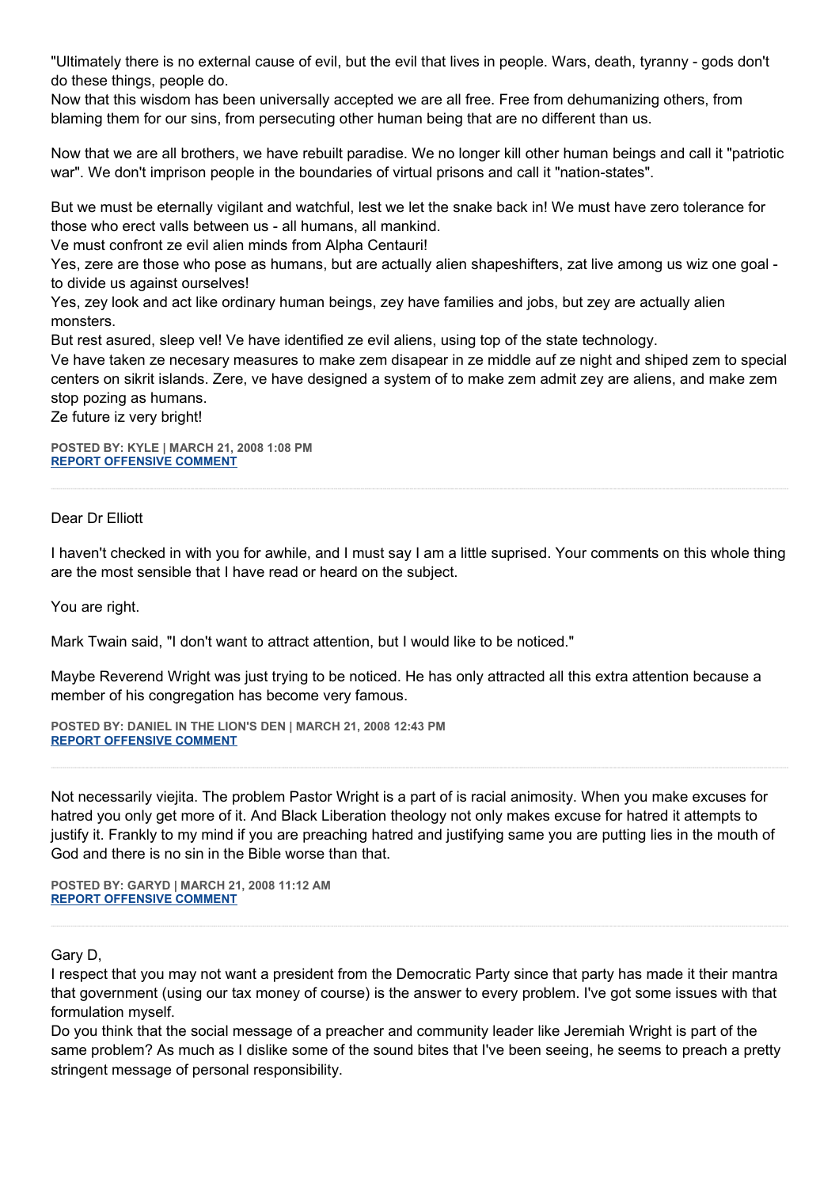"Ultimately there is no external cause of evil, but the evil that lives in people. Wars, death, tyranny - gods don't do these things, people do.
Now that this wisdom has been universally accepted we are all free. Free from dehumanizing others, from blaming them for our sins, from persecuting other human being that are no different than us.

Now that we are all brothers, we have rebuilt paradise. We no longer kill other human beings and call it "patriotic war". We don't imprison people in the boundaries of virtual prisons and call it "nation-states".

But we must be eternally vigilant and watchful, lest we let the snake back in! We must have zero tolerance for those who erect valls between us - all humans, all mankind.
Ve must confront ze evil alien minds from Alpha Centauri!
Yes, zere are those who pose as humans, but are actually alien shapeshifters, zat live among us wiz one goal - to divide us against ourselves!
Yes, zey look and act like ordinary human beings, zey have families and jobs, but zey are actually alien monsters.
But rest asured, sleep vel! Ve have identified ze evil aliens, using top of the state technology.
Ve have taken ze necesary measures to make zem disapear in ze middle auf ze night and shiped zem to special centers on sikrit islands. Zere, ve have designed a system of to make zem admit zey are aliens, and make zem stop pozing as humans.
Ze future iz very bright!

**POSTED BY: KYLE | MARCH 21, 2008 1:08 PM**
**REPORT OFFENSIVE COMMENT**

---

Dear Dr Elliott

I haven't checked in with you for awhile, and I must say I am a little suprised. Your comments on this whole thing are the most sensible that I have read or heard on the subject.

You are right.

Mark Twain said, "I don't want to attract attention, but I would like to be noticed."

Maybe Reverend Wright was just trying to be noticed. He has only attracted all this extra attention because a member of his congregation has become very famous.

**POSTED BY: DANIEL IN THE LION'S DEN | MARCH 21, 2008 12:43 PM**
**REPORT OFFENSIVE COMMENT**

---

Not necessarily viejita. The problem Pastor Wright is a part of is racial animosity. When you make excuses for hatred you only get more of it. And Black Liberation theology not only makes excuse for hatred it attempts to justify it. Frankly to my mind if you are preaching hatred and justifying same you are putting lies in the mouth of God and there is no sin in the Bible worse than that.

**POSTED BY: GARYD | MARCH 21, 2008 11:12 AM**
**REPORT OFFENSIVE COMMENT**

---

Gary D,
I respect that you may not want a president from the Democratic Party since that party has made it their mantra that government (using our tax money of course) is the answer to every problem. I've got some issues with that formulation myself.
Do you think that the social message of a preacher and community leader like Jeremiah Wright is part of the same problem? As much as I dislike some of the sound bites that I've been seeing, he seems to preach a pretty stringent message of personal responsibility.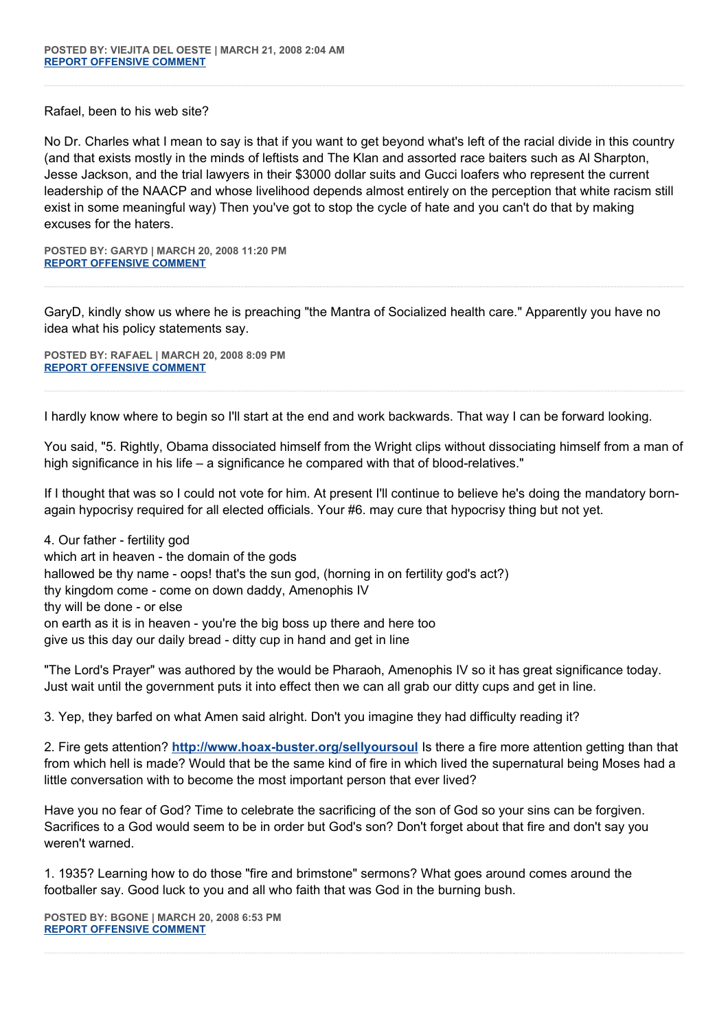**POSTED BY: VIEJITA DEL OESTE | MARCH 21, 2008 2:04 AM**
**[REPORT OFFENSIVE COMMENT]()**

---

Rafael, been to his web site?

No Dr. Charles what I mean to say is that if you want to get beyond what's left of the racial divide in this country (and that exists mostly in the minds of leftists and The Klan and assorted race baiters such as Al Sharpton, Jesse Jackson, and the trial lawyers in their $3000 dollar suits and Gucci loafers who represent the current leadership of the NAACP and whose livelihood depends almost entirely on the perception that white racism still exist in some meaningful way) Then you've got to stop the cycle of hate and you can't do that by making excuses for the haters.

**POSTED BY: GARYD | MARCH 20, 2008 11:20 PM**
**[REPORT OFFENSIVE COMMENT]()**

---

GaryD, kindly show us where he is preaching "the Mantra of Socialized health care." Apparently you have no idea what his policy statements say.

**POSTED BY: RAFAEL | MARCH 20, 2008 8:09 PM**
**[REPORT OFFENSIVE COMMENT]()**

---

I hardly know where to begin so I'll start at the end and work backwards. That way I can be forward looking.

You said, "5. Rightly, Obama dissociated himself from the Wright clips without dissociating himself from a man of high significance in his life – a significance he compared with that of blood-relatives."

If I thought that was so I could not vote for him. At present I'll continue to believe he's doing the mandatory born-again hypocrisy required for all elected officials. Your #6. may cure that hypocrisy thing but not yet.

4. Our father - fertility god
which art in heaven - the domain of the gods
hallowed be thy name - oops! that's the sun god, (horning in on fertility god's act?)
thy kingdom come - come on down daddy, Amenophis IV
thy will be done - or else
on earth as it is in heaven - you're the big boss up there and here too
give us this day our daily bread - ditty cup in hand and get in line

"The Lord's Prayer" was authored by the would be Pharaoh, Amenophis IV so it has great significance today. Just wait until the government puts it into effect then we can all grab our ditty cups and get in line.

3. Yep, they barfed on what Amen said alright. Don't you imagine they had difficulty reading it?

2. Fire gets attention? **[http://www.hoax-buster.org/sellyoursoul](http://www.hoax-buster.org/sellyoursoul)** Is there a fire more attention getting than that from which hell is made? Would that be the same kind of fire in which lived the supernatural being Moses had a little conversation with to become the most important person that ever lived?

Have you no fear of God? Time to celebrate the sacrificing of the son of God so your sins can be forgiven. Sacrifices to a God would seem to be in order but God's son? Don't forget about that fire and don't say you weren't warned.

1. 1935? Learning how to do those "fire and brimstone" sermons? What goes around comes around the footballer say. Good luck to you and all who faith that was God in the burning bush.

**POSTED BY: BGONE | MARCH 20, 2008 6:53 PM**
**[REPORT OFFENSIVE COMMENT]()**

---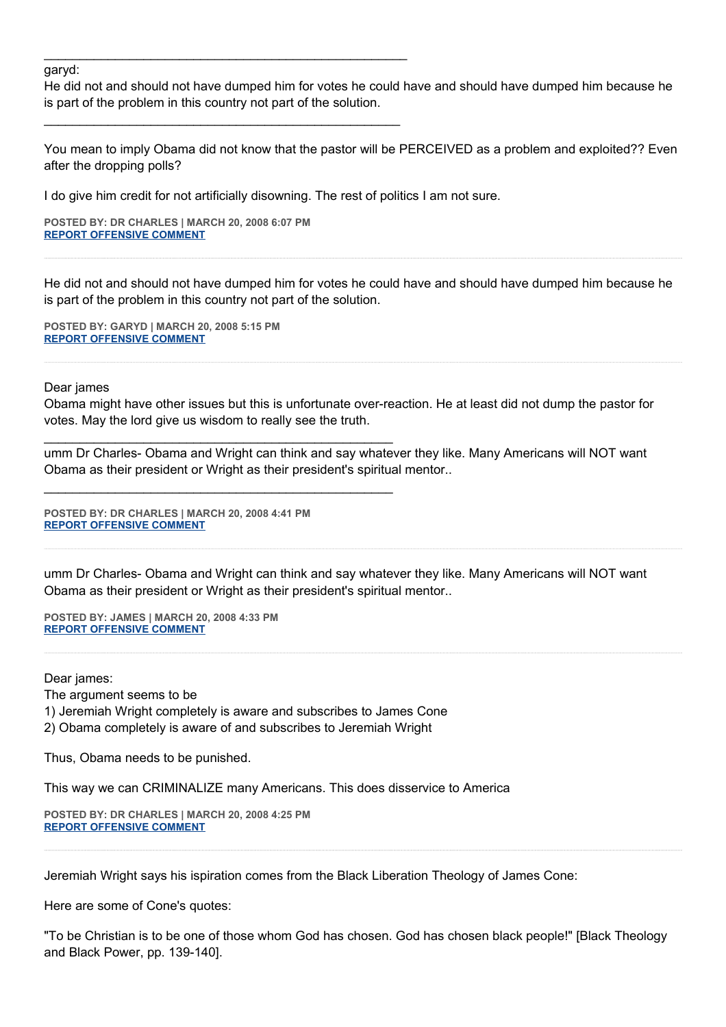_____________________________________________________

garyd:
He did not and should not have dumped him for votes he could have and should have dumped him because he is part of the problem in this country not part of the solution.

_____________________________________________________

You mean to imply Obama did not know that the pastor will be PERCEIVED as a problem and exploited?? Even after the dropping polls?

I do give him credit for not artificially disowning. The rest of politics I am not sure.

**POSTED BY: DR CHARLES | MARCH 20, 2008 6:07 PM**
**REPORT OFFENSIVE COMMENT**

---

He did not and should not have dumped him for votes he could have and should have dumped him because he is part of the problem in this country not part of the solution.

**POSTED BY: GARYD | MARCH 20, 2008 5:15 PM**
**REPORT OFFENSIVE COMMENT**

---

Dear james
Obama might have other issues but this is unfortunate over-reaction. He at least did not dump the pastor for votes. May the lord give us wisdom to really see the truth.

_____________________________________________________

umm Dr Charles- Obama and Wright can think and say whatever they like. Many Americans will NOT want Obama as their president or Wright as their president's spiritual mentor..

_____________________________________________________

**POSTED BY: DR CHARLES | MARCH 20, 2008 4:41 PM**
**REPORT OFFENSIVE COMMENT**

---

umm Dr Charles- Obama and Wright can think and say whatever they like. Many Americans will NOT want Obama as their president or Wright as their president's spiritual mentor..

**POSTED BY: JAMES | MARCH 20, 2008 4:33 PM**
**REPORT OFFENSIVE COMMENT**

---

Dear james:
The argument seems to be
1) Jeremiah Wright completely is aware and subscribes to James Cone
2) Obama completely is aware of and subscribes to Jeremiah Wright

Thus, Obama needs to be punished.

This way we can CRIMINALIZE many Americans. This does disservice to America

**POSTED BY: DR CHARLES | MARCH 20, 2008 4:25 PM**
**REPORT OFFENSIVE COMMENT**

---

Jeremiah Wright says his ispiration comes from the Black Liberation Theology of James Cone:

Here are some of Cone's quotes:

"To be Christian is to be one of those whom God has chosen. God has chosen black people!" [Black Theology and Black Power, pp. 139-140].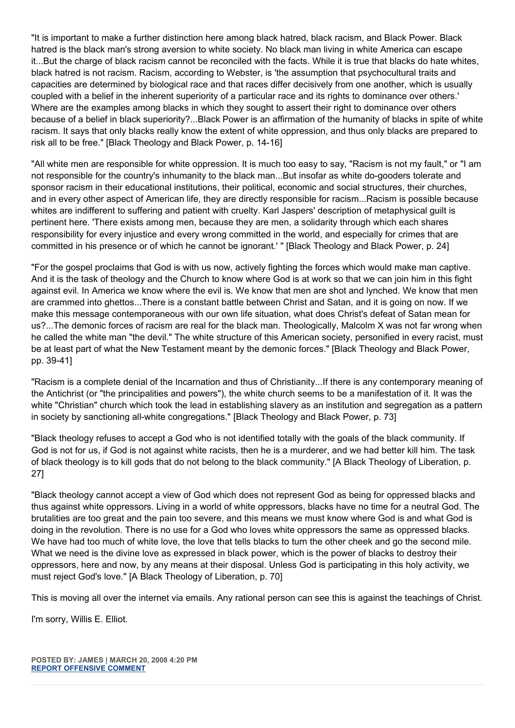"It is important to make a further distinction here among black hatred, black racism, and Black Power. Black hatred is the black man's strong aversion to white society. No black man living in white America can escape it...But the charge of black racism cannot be reconciled with the facts. While it is true that blacks do hate whites, black hatred is not racism. Racism, according to Webster, is 'the assumption that psychocultural traits and capacities are determined by biological race and that races differ decisively from one another, which is usually coupled with a belief in the inherent superiority of a particular race and its rights to dominance over others.' Where are the examples among blacks in which they sought to assert their right to dominance over others because of a belief in black superiority?...Black Power is an affirmation of the humanity of blacks in spite of white racism. It says that only blacks really know the extent of white oppression, and thus only blacks are prepared to risk all to be free." [Black Theology and Black Power, p. 14-16]

"All white men are responsible for white oppression. It is much too easy to say, "Racism is not my fault," or "I am not responsible for the country's inhumanity to the black man...But insofar as white do-gooders tolerate and sponsor racism in their educational institutions, their political, economic and social structures, their churches, and in every other aspect of American life, they are directly responsible for racism...Racism is possible because whites are indifferent to suffering and patient with cruelty. Karl Jaspers' description of metaphysical guilt is pertinent here. 'There exists among men, because they are men, a solidarity through which each shares responsibility for every injustice and every wrong committed in the world, and especially for crimes that are committed in his presence or of which he cannot be ignorant.' " [Black Theology and Black Power, p. 24]

"For the gospel proclaims that God is with us now, actively fighting the forces which would make man captive. And it is the task of theology and the Church to know where God is at work so that we can join him in this fight against evil. In America we know where the evil is. We know that men are shot and lynched. We know that men are crammed into ghettos...There is a constant battle between Christ and Satan, and it is going on now. If we make this message contemporaneous with our own life situation, what does Christ's defeat of Satan mean for us?...The demonic forces of racism are real for the black man. Theologically, Malcolm X was not far wrong when he called the white man "the devil." The white structure of this American society, personified in every racist, must be at least part of what the New Testament meant by the demonic forces." [Black Theology and Black Power, pp. 39-41]

"Racism is a complete denial of the Incarnation and thus of Christianity...If there is any contemporary meaning of the Antichrist (or "the principalities and powers"), the white church seems to be a manifestation of it. It was the white "Christian" church which took the lead in establishing slavery as an institution and segregation as a pattern in society by sanctioning all-white congregations." [Black Theology and Black Power, p. 73]

"Black theology refuses to accept a God who is not identified totally with the goals of the black community. If God is not for us, if God is not against white racists, then he is a murderer, and we had better kill him. The task of black theology is to kill gods that do not belong to the black community." [A Black Theology of Liberation, p. 27]

"Black theology cannot accept a view of God which does not represent God as being for oppressed blacks and thus against white oppressors. Living in a world of white oppressors, blacks have no time for a neutral God. The brutalities are too great and the pain too severe, and this means we must know where God is and what God is doing in the revolution. There is no use for a God who loves white oppressors the same as oppressed blacks. We have had too much of white love, the love that tells blacks to turn the other cheek and go the second mile. What we need is the divine love as expressed in black power, which is the power of blacks to destroy their oppressors, here and now, by any means at their disposal. Unless God is participating in this holy activity, we must reject God's love." [A Black Theology of Liberation, p. 70]

This is moving all over the internet via emails. Any rational person can see this is against the teachings of Christ.

I'm sorry, Willis E. Elliot.

**POSTED BY: JAMES | MARCH 20, 2008 4:20 PM**
**REPORT OFFENSIVE COMMENT**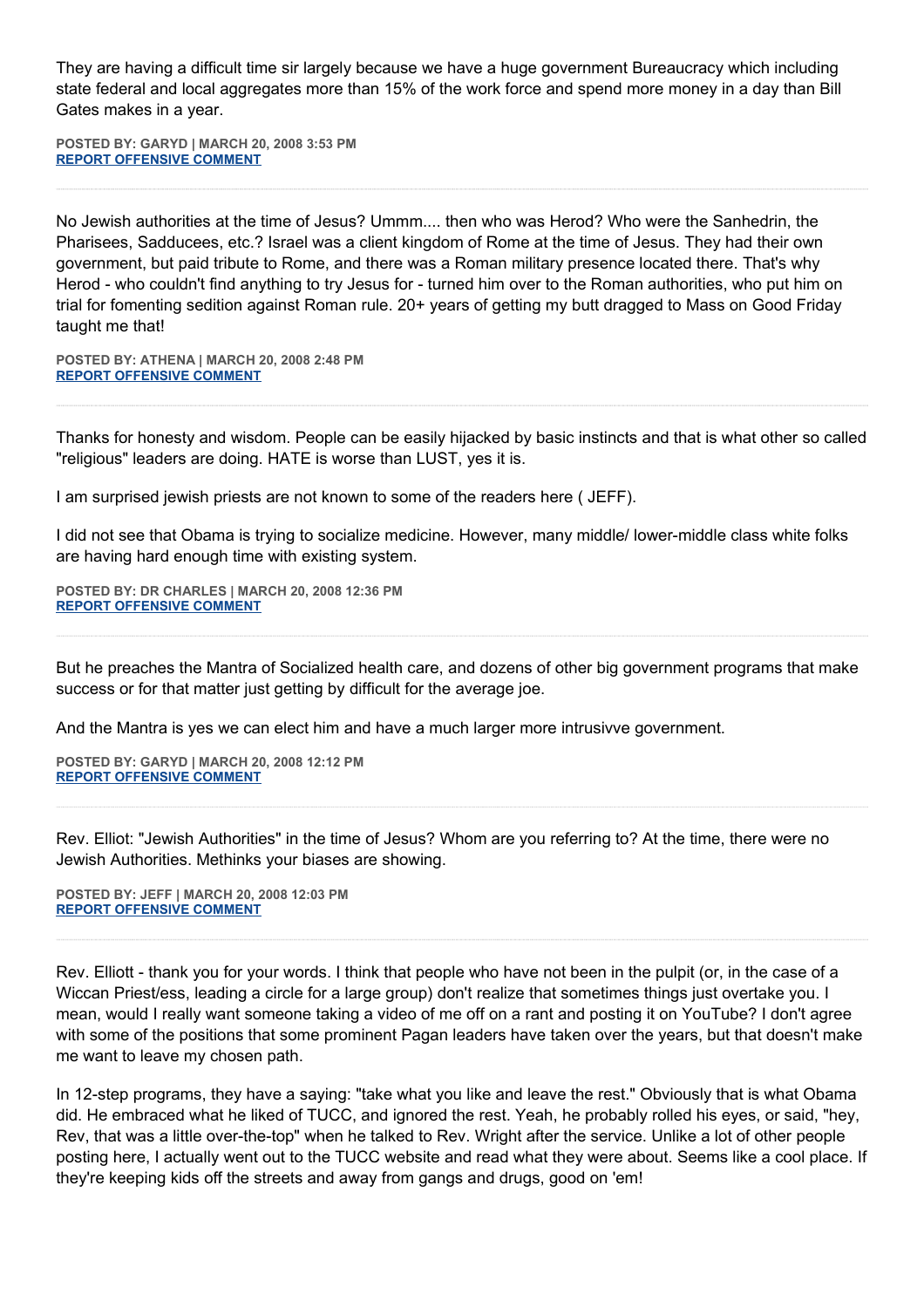They are having a difficult time sir largely because we have a huge government Bureaucracy which including state federal and local aggregates more than 15% of the work force and spend more money in a day than Bill Gates makes in a year.

**POSTED BY: GARYD | MARCH 20, 2008 3:53 PM**
**REPORT OFFENSIVE COMMENT**

---

No Jewish authorities at the time of Jesus? Ummm.... then who was Herod? Who were the Sanhedrin, the Pharisees, Sadducees, etc.? Israel was a client kingdom of Rome at the time of Jesus. They had their own government, but paid tribute to Rome, and there was a Roman military presence located there. That's why Herod - who couldn't find anything to try Jesus for - turned him over to the Roman authorities, who put him on trial for fomenting sedition against Roman rule. 20+ years of getting my butt dragged to Mass on Good Friday taught me that!

**POSTED BY: ATHENA | MARCH 20, 2008 2:48 PM**
**REPORT OFFENSIVE COMMENT**

---

Thanks for honesty and wisdom. People can be easily hijacked by basic instincts and that is what other so called "religious" leaders are doing. HATE is worse than LUST, yes it is.

I am surprised jewish priests are not known to some of the readers here ( JEFF).

I did not see that Obama is trying to socialize medicine. However, many middle/ lower-middle class white folks are having hard enough time with existing system.

**POSTED BY: DR CHARLES | MARCH 20, 2008 12:36 PM**
**REPORT OFFENSIVE COMMENT**

---

But he preaches the Mantra of Socialized health care, and dozens of other big government programs that make success or for that matter just getting by difficult for the average joe.

And the Mantra is yes we can elect him and have a much larger more intrusivve government.

**POSTED BY: GARYD | MARCH 20, 2008 12:12 PM**
**REPORT OFFENSIVE COMMENT**

---

Rev. Elliot: "Jewish Authorities" in the time of Jesus? Whom are you referring to? At the time, there were no Jewish Authorities. Methinks your biases are showing.

**POSTED BY: JEFF | MARCH 20, 2008 12:03 PM**
**REPORT OFFENSIVE COMMENT**

---

Rev. Elliott - thank you for your words. I think that people who have not been in the pulpit (or, in the case of a Wiccan Priest/ess, leading a circle for a large group) don't realize that sometimes things just overtake you. I mean, would I really want someone taking a video of me off on a rant and posting it on YouTube? I don't agree with some of the positions that some prominent Pagan leaders have taken over the years, but that doesn't make me want to leave my chosen path.

In 12-step programs, they have a saying: "take what you like and leave the rest." Obviously that is what Obama did. He embraced what he liked of TUCC, and ignored the rest. Yeah, he probably rolled his eyes, or said, "hey, Rev, that was a little over-the-top" when he talked to Rev. Wright after the service. Unlike a lot of other people posting here, I actually went out to the TUCC website and read what they were about. Seems like a cool place. If they're keeping kids off the streets and away from gangs and drugs, good on 'em!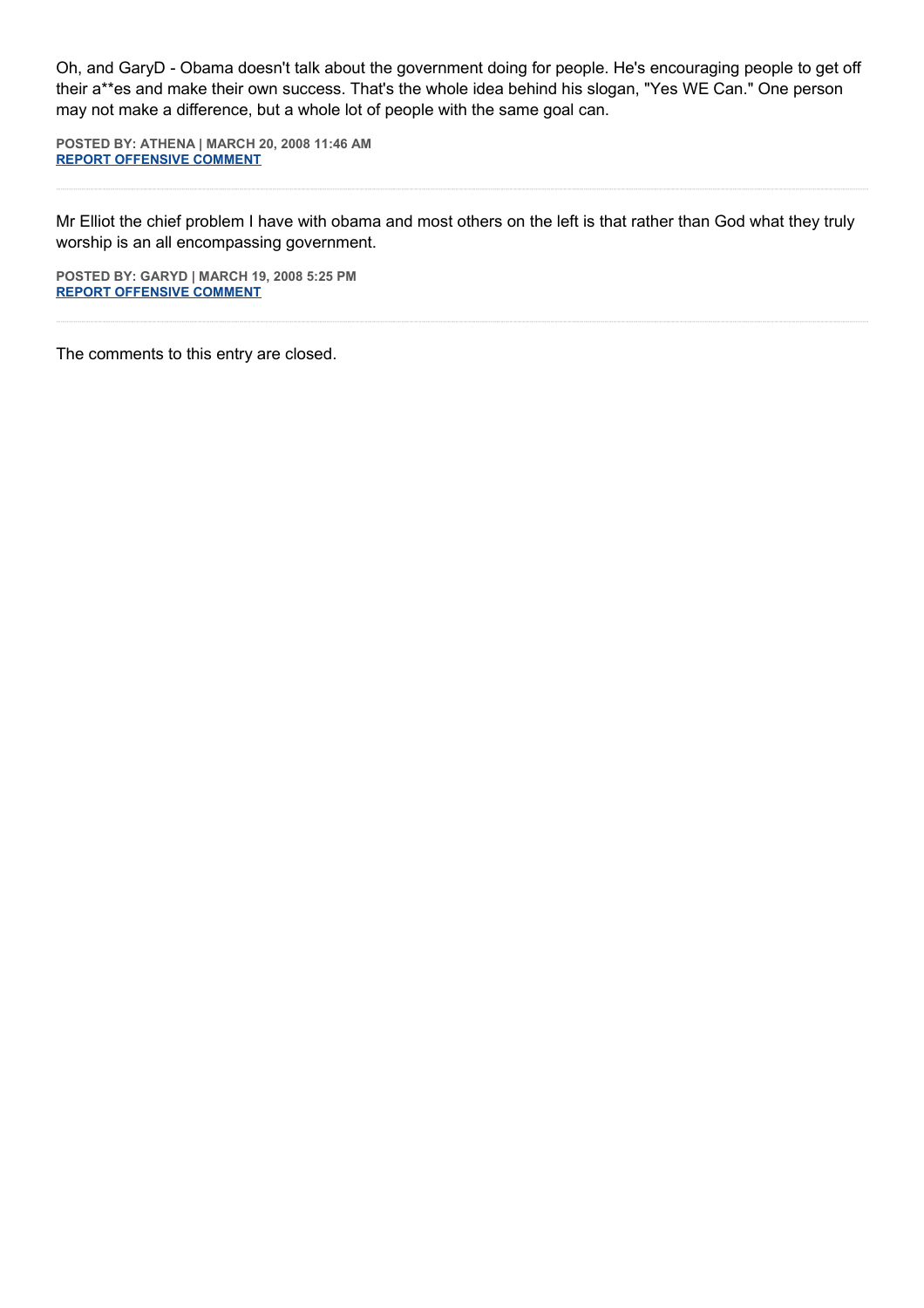Oh, and GaryD - Obama doesn't talk about the government doing for people. He's encouraging people to get off their a**es and make their own success. That's the whole idea behind his slogan, "Yes WE Can." One person may not make a difference, but a whole lot of people with the same goal can.

**POSTED BY: ATHENA | MARCH 20, 2008 11:46 AM**
**REPORT OFFENSIVE COMMENT**

---

Mr Elliot the chief problem I have with obama and most others on the left is that rather than God what they truly worship is an all encompassing government.

**POSTED BY: GARYD | MARCH 19, 2008 5:25 PM**
**REPORT OFFENSIVE COMMENT**

---

The comments to this entry are closed.